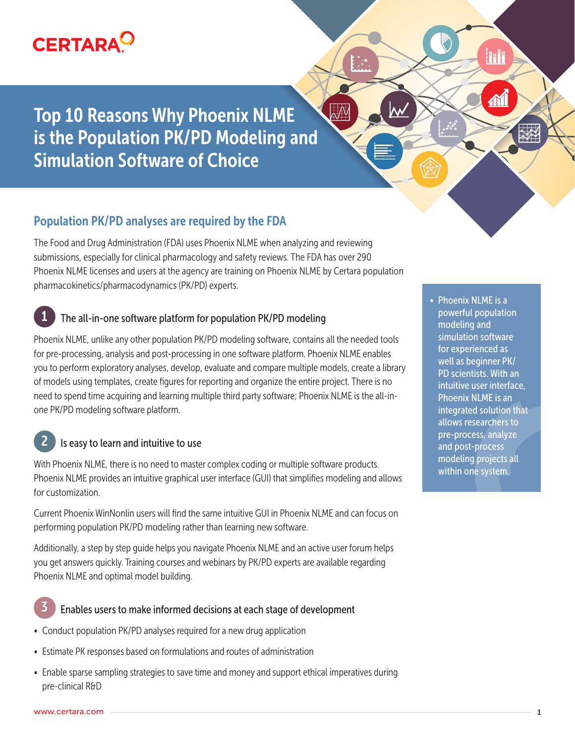# Top 10 Reasons Why Phoenix NLME is the Population PK/PD Modeling and Simulation Software of Choice

## Population PK/PD analyses are required by the FDA

The Food and Drug Administration (FDA) uses Phoenix NLME when analyzing and reviewing submissions, especially for clinical pharmacology and safety reviews. The FDA has over 290 Phoenix NLME licenses and users at the agency are training on Phoenix NLME by Certara population pharmacokinetics/pharmacodynamics (PK/PD) experts.

- Phoenix NLME is a powerful population modeling and simulation software for experienced as well as beginner PK/PD scientists. With an intuitive user interface, Phoenix NLME is an integrated solution that allows researchers to pre-process, analyze and post-process modeling projects all within one system.

### 1 The all-in-one software platform for population PK/PD modeling

Phoenix NLME, unlike any other population PK/PD modeling software, contains all the needed tools for pre-processing, analysis and post-processing in one software platform. Phoenix NLME enables you to perform exploratory analyses, develop, evaluate and compare multiple models, create a library of models using templates, create figures for reporting and organize the entire project. There is no need to spend time acquiring and learning multiple third party software; Phoenix NLME is the all-in-one PK/PD modeling software platform.

### 2 Is easy to learn and intuitive to use

With Phoenix NLME, there is no need to master complex coding or multiple software products. Phoenix NLME provides an intuitive graphical user interface (GUI) that simplifies modeling and allows for customization.

Current Phoenix WinNonlin users will find the same intuitive GUI in Phoenix NLME and can focus on performing population PK/PD modeling rather than learning new software.

Additionally, a step by step guide helps you navigate Phoenix NLME and an active user forum helps you get answers quickly. Training courses and webinars by PK/PD experts are available regarding Phoenix NLME and optimal model building.

### 3 Enables users to make informed decisions at each stage of development

- Conduct population PK/PD analyses required for a new drug application
- Estimate PK responses based on formulations and routes of administration
- Enable sparse sampling strategies to save time and money and support ethical imperatives during pre-clinical R&D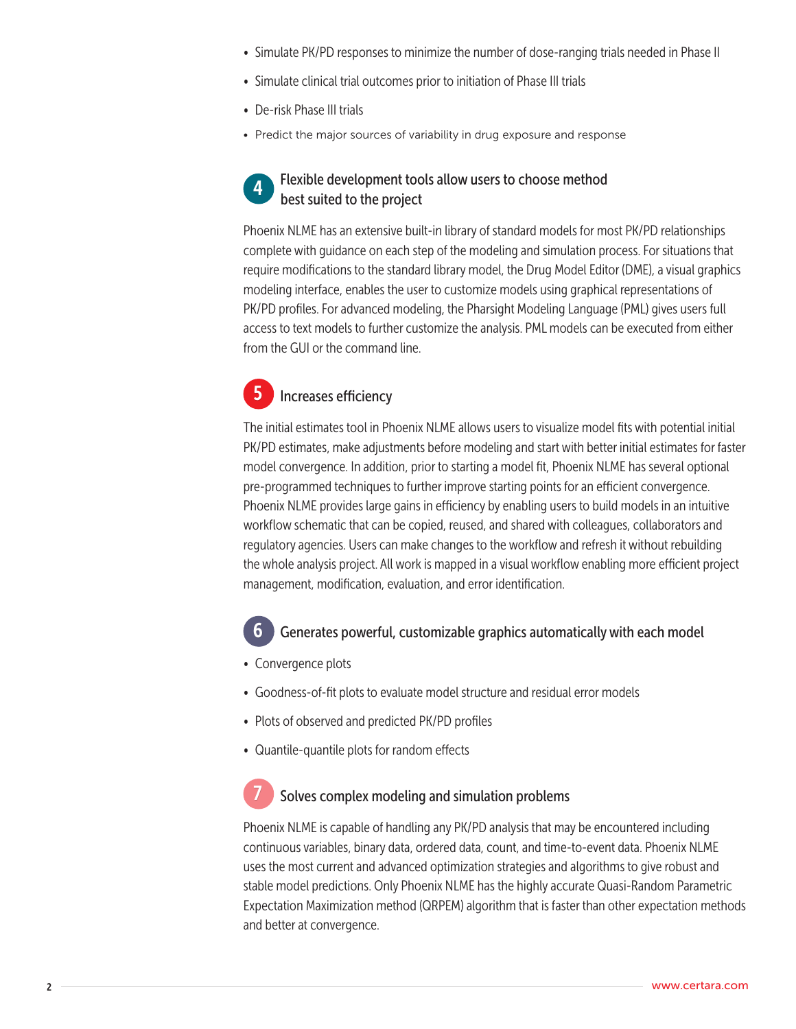- Simulate PK/PD responses to minimize the number of dose-ranging trials needed in Phase II
- Simulate clinical trial outcomes prior to initiation of Phase III trials
- De-risk Phase III trials
- Predict the major sources of variability in drug exposure and response

## 4 Flexible development tools allow users to choose method best suited to the project

Phoenix NLME has an extensive built-in library of standard models for most PK/PD relationships complete with guidance on each step of the modeling and simulation process. For situations that require modifications to the standard library model, the Drug Model Editor (DME), a visual graphics modeling interface, enables the user to customize models using graphical representations of PK/PD profiles. For advanced modeling, the Pharsight Modeling Language (PML) gives users full access to text models to further customize the analysis. PML models can be executed from either from the GUI or the command line.

## 5 Increases efficiency

The initial estimates tool in Phoenix NLME allows users to visualize model fits with potential initial PK/PD estimates, make adjustments before modeling and start with better initial estimates for faster model convergence. In addition, prior to starting a model fit, Phoenix NLME has several optional pre-programmed techniques to further improve starting points for an efficient convergence. Phoenix NLME provides large gains in efficiency by enabling users to build models in an intuitive workflow schematic that can be copied, reused, and shared with colleagues, collaborators and regulatory agencies. Users can make changes to the workflow and refresh it without rebuilding the whole analysis project. All work is mapped in a visual workflow enabling more efficient project management, modification, evaluation, and error identification.

## 6 Generates powerful, customizable graphics automatically with each model

- Convergence plots
- Goodness-of-fit plots to evaluate model structure and residual error models
- Plots of observed and predicted PK/PD profiles
- Quantile-quantile plots for random effects

## 7 Solves complex modeling and simulation problems

Phoenix NLME is capable of handling any PK/PD analysis that may be encountered including continuous variables, binary data, ordered data, count, and time-to-event data. Phoenix NLME uses the most current and advanced optimization strategies and algorithms to give robust and stable model predictions. Only Phoenix NLME has the highly accurate Quasi-Random Parametric Expectation Maximization method (QRPEM) algorithm that is faster than other expectation methods and better at convergence.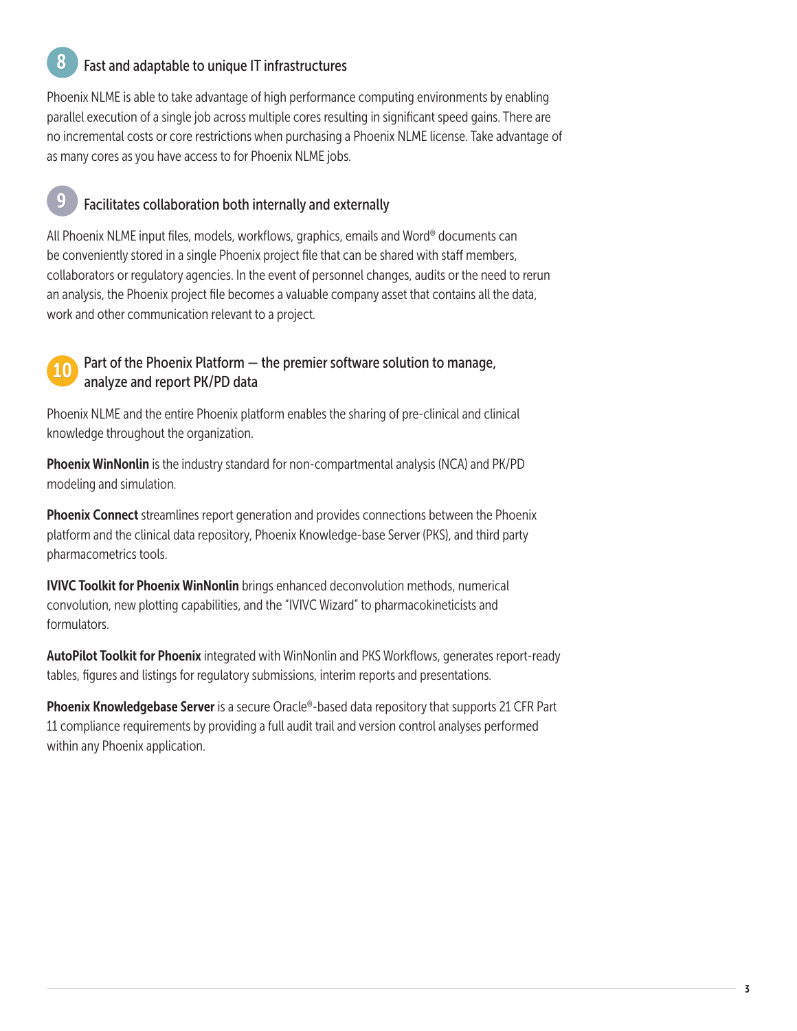## 8 Fast and adaptable to unique IT infrastructures

Phoenix NLME is able to take advantage of high performance computing environments by enabling parallel execution of a single job across multiple cores resulting in significant speed gains. There are no incremental costs or core restrictions when purchasing a Phoenix NLME license. Take advantage of as many cores as you have access to for Phoenix NLME jobs.

## 9 Facilitates collaboration both internally and externally

All Phoenix NLME input files, models, workflows, graphics, emails and Word® documents can be conveniently stored in a single Phoenix project file that can be shared with staff members, collaborators or regulatory agencies. In the event of personnel changes, audits or the need to rerun an analysis, the Phoenix project file becomes a valuable company asset that contains all the data, work and other communication relevant to a project.

## 10 Part of the Phoenix Platform — the premier software solution to manage, analyze and report PK/PD data

Phoenix NLME and the entire Phoenix platform enables the sharing of pre-clinical and clinical knowledge throughout the organization.

**Phoenix WinNonlin** is the industry standard for non-compartmental analysis (NCA) and PK/PD modeling and simulation.

**Phoenix Connect** streamlines report generation and provides connections between the Phoenix platform and the clinical data repository, Phoenix Knowledge-base Server (PKS), and third party pharmacometrics tools.

**IVIVC Toolkit for Phoenix WinNonlin** brings enhanced deconvolution methods, numerical convolution, new plotting capabilities, and the "IVIVC Wizard" to pharmacokineticists and formulators.

**AutoPilot Toolkit for Phoenix** integrated with WinNonlin and PKS Workflows, generates report-ready tables, figures and listings for regulatory submissions, interim reports and presentations.

**Phoenix Knowledgebase Server** is a secure Oracle®-based data repository that supports 21 CFR Part 11 compliance requirements by providing a full audit trail and version control analyses performed within any Phoenix application.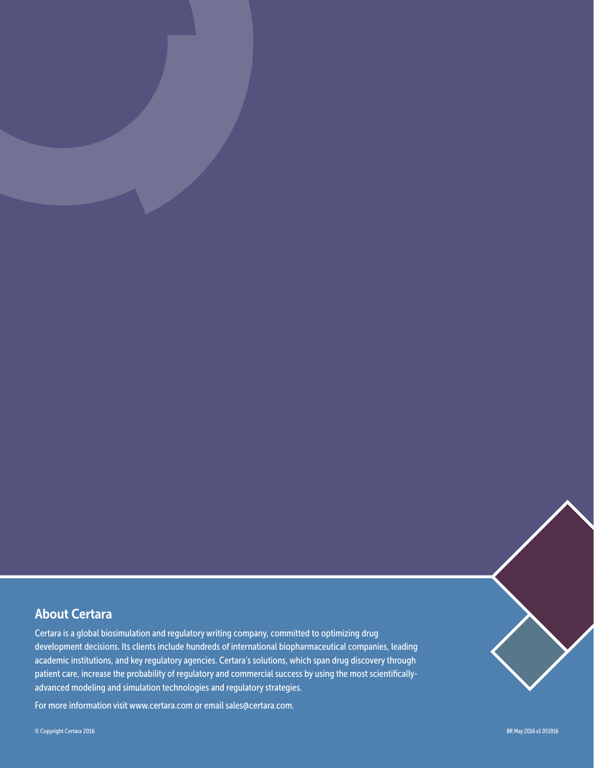## About Certara

Certara is a global biosimulation and regulatory writing company, committed to optimizing drug development decisions. Its clients include hundreds of international biopharmaceutical companies, leading academic institutions, and key regulatory agencies. Certara's solutions, which span drug discovery through patient care, increase the probability of regulatory and commercial success by using the most scientifically-advanced modeling and simulation technologies and regulatory strategies.

For more information visit www.certara.com or email sales@certara.com.

© Copyright Certara 2016

BR May 2016 v1 051916